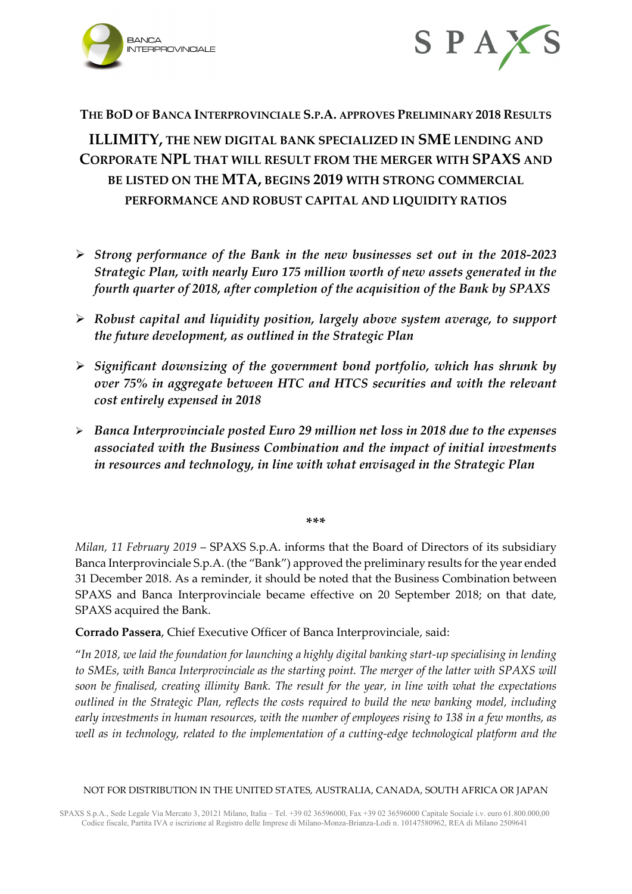# The BoD of Banca Interprovinciale S.p.A. approves Preliminary 2018 Results

## ILLIMITY, THE NEW DIGITAL BANK SPECIALIZED IN SME LENDING AND CORPORATE NPL THAT WILL RESULT FROM THE MERGER WITH SPAXS AND BE LISTED ON THE MTA, BEGINS 2019 WITH STRONG COMMERCIAL PERFORMANCE AND ROBUST CAPITAL AND LIQUIDITY RATIOS

- ***Strong performance of the Bank in the new businesses set out in the 2018-2023 Strategic Plan, with nearly Euro 175 million worth of new assets generated in the fourth quarter of 2018, after completion of the acquisition of the Bank by SPAXS***
- ***Robust capital and liquidity position, largely above system average, to support the future development, as outlined in the Strategic Plan***
- ***Significant downsizing of the government bond portfolio, which has shrunk by over 75% in aggregate between HTC and HTCS securities and with the relevant cost entirely expensed in 2018***
- ***Banca Interprovinciale posted Euro 29 million net loss in 2018 due to the expenses associated with the Business Combination and the impact of initial investments in resources and technology, in line with what envisaged in the Strategic Plan***

\*\*\*

*Milan, 11 February 2019* – SPAXS S.p.A. informs that the Board of Directors of its subsidiary Banca Interprovinciale S.p.A. (the "Bank") approved the preliminary results for the year ended 31 December 2018. As a reminder, it should be noted that the Business Combination between SPAXS and Banca Interprovinciale became effective on 20 September 2018; on that date, SPAXS acquired the Bank.

**Corrado Passera**, Chief Executive Officer of Banca Interprovinciale, said:

"*In 2018, we laid the foundation for launching a highly digital banking start-up specialising in lending to SMEs, with Banca Interprovinciale as the starting point. The merger of the latter with SPAXS will soon be finalised, creating illimity Bank. The result for the year, in line with what the expectations outlined in the Strategic Plan, reflects the costs required to build the new banking model, including early investments in human resources, with the number of employees rising to 138 in a few months, as well as in technology, related to the implementation of a cutting-edge technological platform and the*

NOT FOR DISTRIBUTION IN THE UNITED STATES, AUSTRALIA, CANADA, SOUTH AFRICA OR JAPAN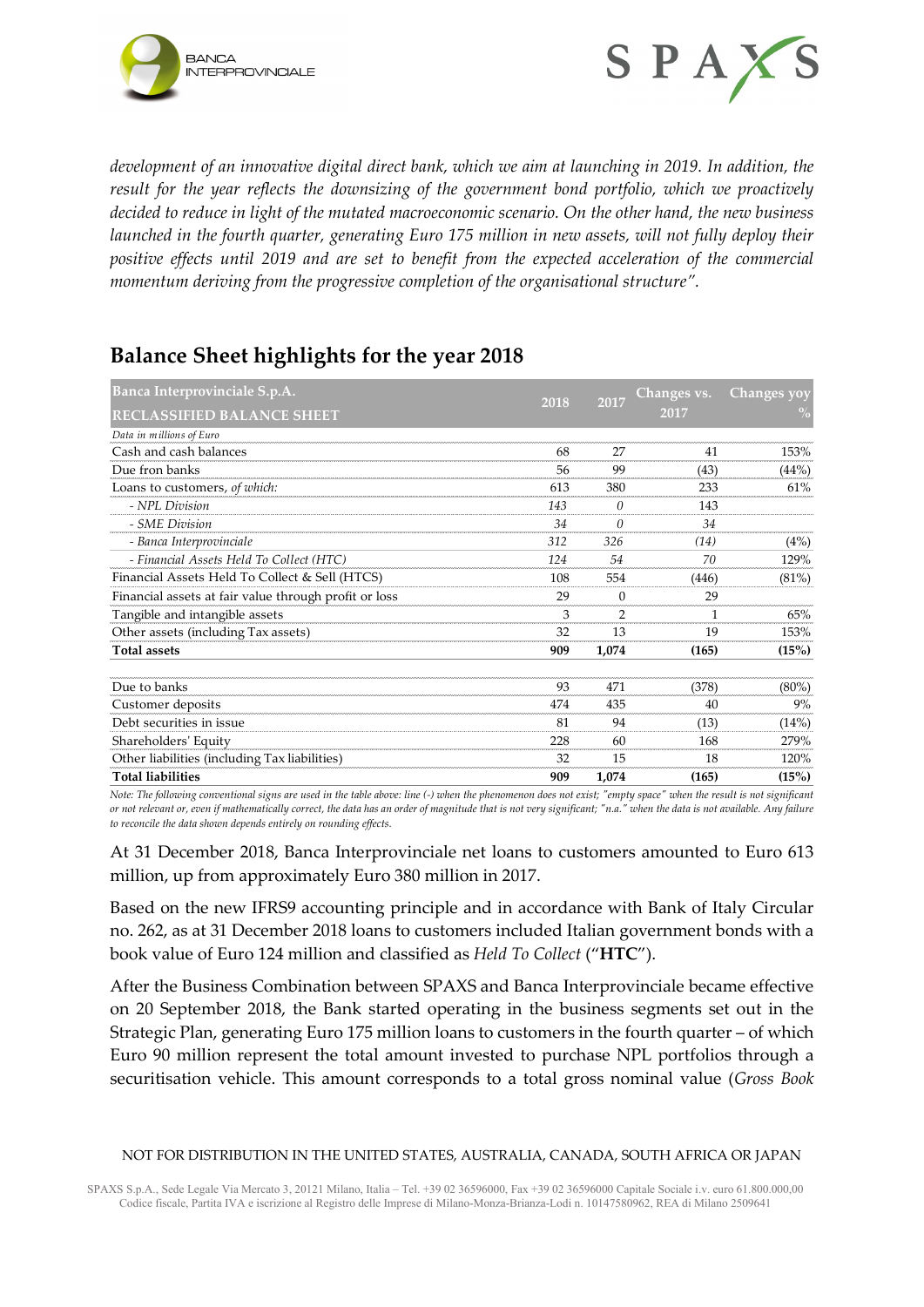*development of an innovative digital direct bank, which we aim at launching in 2019. In addition, the result for the year reflects the downsizing of the government bond portfolio, which we proactively decided to reduce in light of the mutated macroeconomic scenario. On the other hand, the new business launched in the fourth quarter, generating Euro 175 million in new assets, will not fully deploy their positive effects until 2019 and are set to benefit from the expected acceleration of the commercial momentum deriving from the progressive completion of the organisational structure".*

## Balance Sheet highlights for the year 2018

| Banca Interprovinciale S.p.A. RECLASSIFIED BALANCE SHEET | 2018 | 2017 | Changes vs. 2017 | Changes yoy % |
|---|---|---|---|---|
| *Data in millions of Euro* | | | | |
| Cash and cash balances | 68 | 27 | 41 | 153% |
| Due fron banks | 56 | 99 | (43) | (44%) |
| Loans to customers, *of which:* | 613 | 380 | 233 | 61% |
| *- NPL Division* | *143* | *0* | *143* | |
| *- SME Division* | *34* | *0* | *34* | |
| *- Banca Interprovinciale* | *312* | *326* | *(14)* | *(4%)* |
| *- Financial Assets Held To Collect (HTC)* | *124* | *54* | *70* | *129%* |
| Financial Assets Held To Collect & Sell (HTCS) | 108 | 554 | (446) | (81%) |
| Financial assets at fair value through profit or loss | 29 | 0 | 29 | |
| Tangible and intangible assets | 3 | 2 | 1 | 65% |
| Other assets (including Tax assets) | 32 | 13 | 19 | 153% |
| **Total assets** | **909** | **1,074** | **(165)** | **(15%)** |
| | | | | |
| Due to banks | 93 | 471 | (378) | (80%) |
| Customer deposits | 474 | 435 | 40 | 9% |
| Debt securities in issue | 81 | 94 | (13) | (14%) |
| Shareholders' Equity | 228 | 60 | 168 | 279% |
| Other liabilities (including Tax liabilities) | 32 | 15 | 18 | 120% |
| **Total liabilities** | **909** | **1,074** | **(165)** | **(15%)** |

*Note: The following conventional signs are used in the table above: line (-) when the phenomenon does not exist; "empty space" when the result is not significant or not relevant or, even if mathematically correct, the data has an order of magnitude that is not very significant; "n.a." when the data is not available. Any failure to reconcile the data shown depends entirely on rounding effects.*

At 31 December 2018, Banca Interprovinciale net loans to customers amounted to Euro 613 million, up from approximately Euro 380 million in 2017.

Based on the new IFRS9 accounting principle and in accordance with Bank of Italy Circular no. 262, as at 31 December 2018 loans to customers included Italian government bonds with a book value of Euro 124 million and classified as *Held To Collect* ("**HTC**").

After the Business Combination between SPAXS and Banca Interprovinciale became effective on 20 September 2018, the Bank started operating in the business segments set out in the Strategic Plan, generating Euro 175 million loans to customers in the fourth quarter – of which Euro 90 million represent the total amount invested to purchase NPL portfolios through a securitisation vehicle. This amount corresponds to a total gross nominal value (*Gross Book*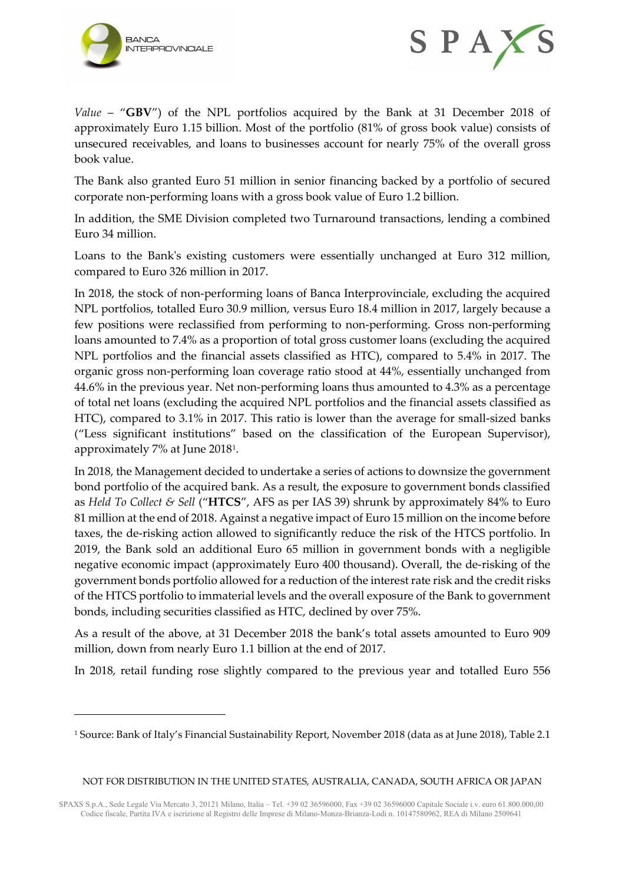*Value* – "**GBV**") of the NPL portfolios acquired by the Bank at 31 December 2018 of approximately Euro 1.15 billion. Most of the portfolio (81% of gross book value) consists of unsecured receivables, and loans to businesses account for nearly 75% of the overall gross book value.

The Bank also granted Euro 51 million in senior financing backed by a portfolio of secured corporate non-performing loans with a gross book value of Euro 1.2 billion.

In addition, the SME Division completed two Turnaround transactions, lending a combined Euro 34 million.

Loans to the Bank's existing customers were essentially unchanged at Euro 312 million, compared to Euro 326 million in 2017.

In 2018, the stock of non-performing loans of Banca Interprovinciale, excluding the acquired NPL portfolios, totalled Euro 30.9 million, versus Euro 18.4 million in 2017, largely because a few positions were reclassified from performing to non-performing. Gross non-performing loans amounted to 7.4% as a proportion of total gross customer loans (excluding the acquired NPL portfolios and the financial assets classified as HTC), compared to 5.4% in 2017. The organic gross non-performing loan coverage ratio stood at 44%, essentially unchanged from 44.6% in the previous year. Net non-performing loans thus amounted to 4.3% as a percentage of total net loans (excluding the acquired NPL portfolios and the financial assets classified as HTC), compared to 3.1% in 2017. This ratio is lower than the average for small-sized banks ("Less significant institutions" based on the classification of the European Supervisor), approximately 7% at June 2018[1].

In 2018, the Management decided to undertake a series of actions to downsize the government bond portfolio of the acquired bank. As a result, the exposure to government bonds classified as *Held To Collect & Sell* ("**HTCS**", AFS as per IAS 39) shrunk by approximately 84% to Euro 81 million at the end of 2018. Against a negative impact of Euro 15 million on the income before taxes, the de-risking action allowed to significantly reduce the risk of the HTCS portfolio. In 2019, the Bank sold an additional Euro 65 million in government bonds with a negligible negative economic impact (approximately Euro 400 thousand). Overall, the de-risking of the government bonds portfolio allowed for a reduction of the interest rate risk and the credit risks of the HTCS portfolio to immaterial levels and the overall exposure of the Bank to government bonds, including securities classified as HTC, declined by over 75%.

As a result of the above, at 31 December 2018 the bank's total assets amounted to Euro 909 million, down from nearly Euro 1.1 billion at the end of 2017.

In 2018, retail funding rose slightly compared to the previous year and totalled Euro 556

[1] Source: Bank of Italy's Financial Sustainability Report, November 2018 (data as at June 2018), Table 2.1

NOT FOR DISTRIBUTION IN THE UNITED STATES, AUSTRALIA, CANADA, SOUTH AFRICA OR JAPAN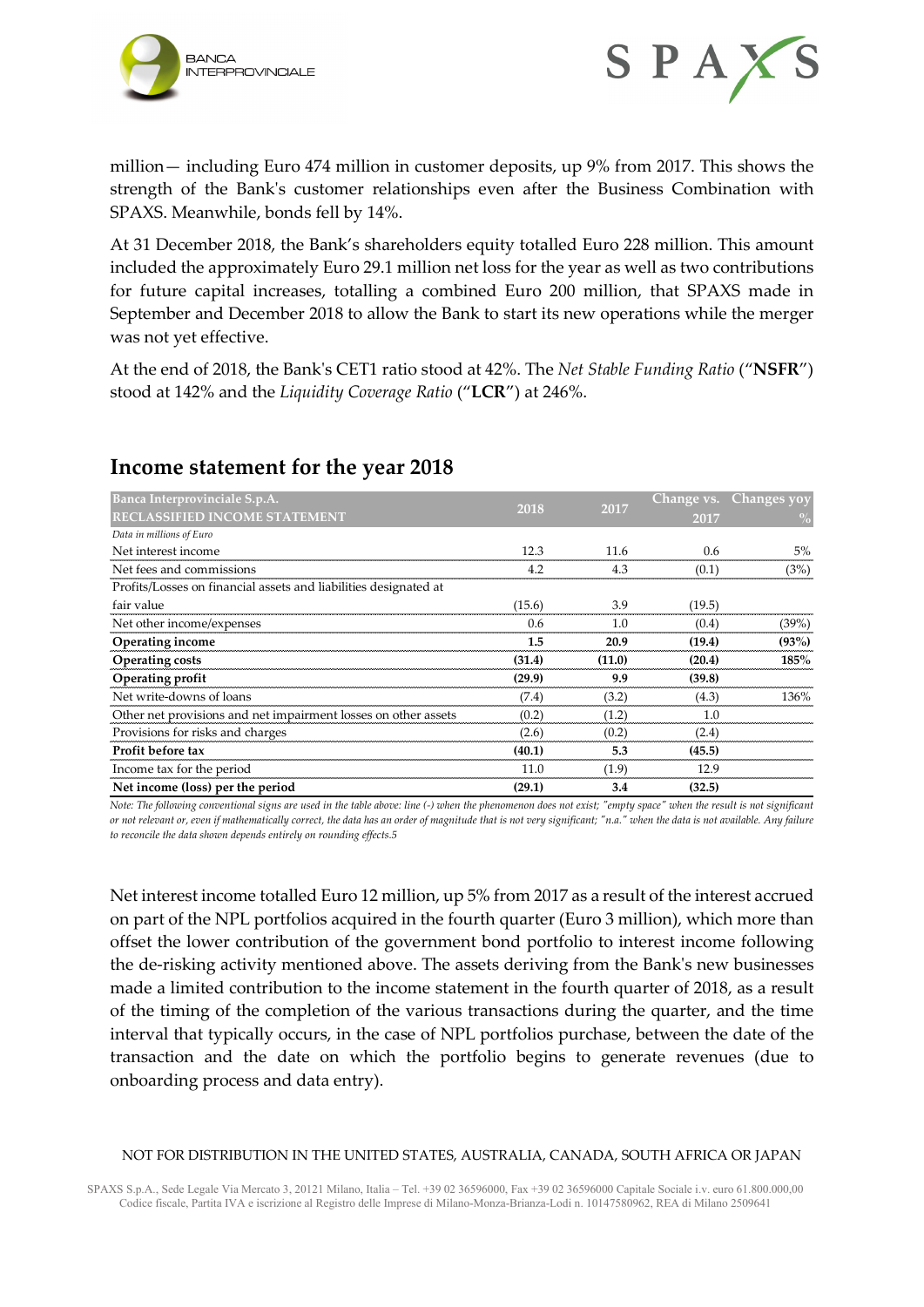million— including Euro 474 million in customer deposits, up 9% from 2017. This shows the strength of the Bank's customer relationships even after the Business Combination with SPAXS. Meanwhile, bonds fell by 14%.

At 31 December 2018, the Bank's shareholders equity totalled Euro 228 million. This amount included the approximately Euro 29.1 million net loss for the year as well as two contributions for future capital increases, totalling a combined Euro 200 million, that SPAXS made in September and December 2018 to allow the Bank to start its new operations while the merger was not yet effective.

At the end of 2018, the Bank's CET1 ratio stood at 42%. The *Net Stable Funding Ratio* ("**NSFR**") stood at 142% and the *Liquidity Coverage Ratio* ("**LCR**") at 246%.

## Income statement for the year 2018

| Banca Interprovinciale S.p.A. RECLASSIFIED INCOME STATEMENT | 2018 | 2017 | Change vs. 2017 | Changes yoy % |
|---|---|---|---|---|
| *Data in millions of Euro* | | | | |
| Net interest income | 12.3 | 11.6 | 0.6 | 5% |
| Net fees and commissions | 4.2 | 4.3 | (0.1) | (3%) |
| Profits/Losses on financial assets and liabilities designated at fair value | (15.6) | 3.9 | (19.5) | |
| Net other income/expenses | 0.6 | 1.0 | (0.4) | (39%) |
| **Operating income** | **1.5** | **20.9** | **(19.4)** | **(93%)** |
| **Operating costs** | **(31.4)** | **(11.0)** | **(20.4)** | **185%** |
| **Operating profit** | **(29.9)** | **9.9** | **(39.8)** | |
| Net write-downs of loans | (7.4) | (3.2) | (4.3) | 136% |
| Other net provisions and net impairment losses on other assets | (0.2) | (1.2) | 1.0 | |
| Provisions for risks and charges | (2.6) | (0.2) | (2.4) | |
| **Profit before tax** | **(40.1)** | **5.3** | **(45.5)** | |
| Income tax for the period | 11.0 | (1.9) | 12.9 | |
| **Net income (loss) per the period** | **(29.1)** | **3.4** | **(32.5)** | |

*Note: The following conventional signs are used in the table above: line (-) when the phenomenon does not exist; "empty space" when the result is not significant or not relevant or, even if mathematically correct, the data has an order of magnitude that is not very significant; "n.a." when the data is not available. Any failure to reconcile the data shown depends entirely on rounding effects.5*

Net interest income totalled Euro 12 million, up 5% from 2017 as a result of the interest accrued on part of the NPL portfolios acquired in the fourth quarter (Euro 3 million), which more than offset the lower contribution of the government bond portfolio to interest income following the de-risking activity mentioned above. The assets deriving from the Bank's new businesses made a limited contribution to the income statement in the fourth quarter of 2018, as a result of the timing of the completion of the various transactions during the quarter, and the time interval that typically occurs, in the case of NPL portfolios purchase, between the date of the transaction and the date on which the portfolio begins to generate revenues (due to onboarding process and data entry).

NOT FOR DISTRIBUTION IN THE UNITED STATES, AUSTRALIA, CANADA, SOUTH AFRICA OR JAPAN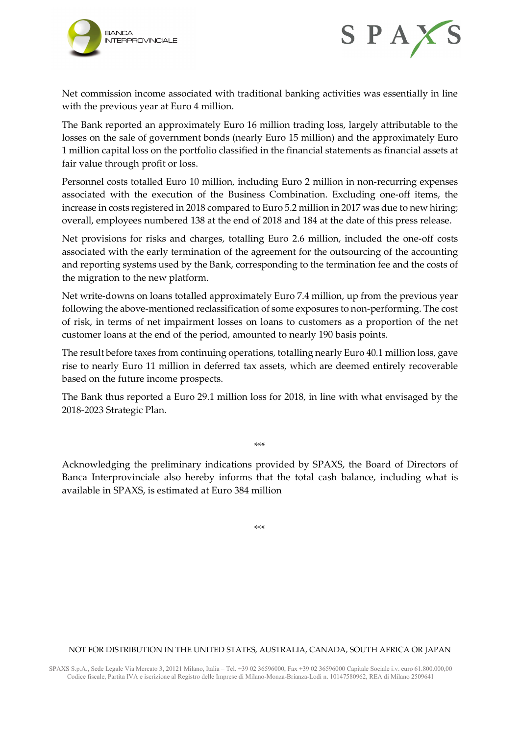Net commission income associated with traditional banking activities was essentially in line with the previous year at Euro 4 million.

The Bank reported an approximately Euro 16 million trading loss, largely attributable to the losses on the sale of government bonds (nearly Euro 15 million) and the approximately Euro 1 million capital loss on the portfolio classified in the financial statements as financial assets at fair value through profit or loss.

Personnel costs totalled Euro 10 million, including Euro 2 million in non-recurring expenses associated with the execution of the Business Combination. Excluding one-off items, the increase in costs registered in 2018 compared to Euro 5.2 million in 2017 was due to new hiring; overall, employees numbered 138 at the end of 2018 and 184 at the date of this press release.

Net provisions for risks and charges, totalling Euro 2.6 million, included the one-off costs associated with the early termination of the agreement for the outsourcing of the accounting and reporting systems used by the Bank, corresponding to the termination fee and the costs of the migration to the new platform.

Net write-downs on loans totalled approximately Euro 7.4 million, up from the previous year following the above-mentioned reclassification of some exposures to non-performing. The cost of risk, in terms of net impairment losses on loans to customers as a proportion of the net customer loans at the end of the period, amounted to nearly 190 basis points.

The result before taxes from continuing operations, totalling nearly Euro 40.1 million loss, gave rise to nearly Euro 11 million in deferred tax assets, which are deemed entirely recoverable based on the future income prospects.

The Bank thus reported a Euro 29.1 million loss for 2018, in line with what envisaged by the 2018-2023 Strategic Plan.

***

Acknowledging the preliminary indications provided by SPAXS, the Board of Directors of Banca Interprovinciale also hereby informs that the total cash balance, including what is available in SPAXS, is estimated at Euro 384 million

***

NOT FOR DISTRIBUTION IN THE UNITED STATES, AUSTRALIA, CANADA, SOUTH AFRICA OR JAPAN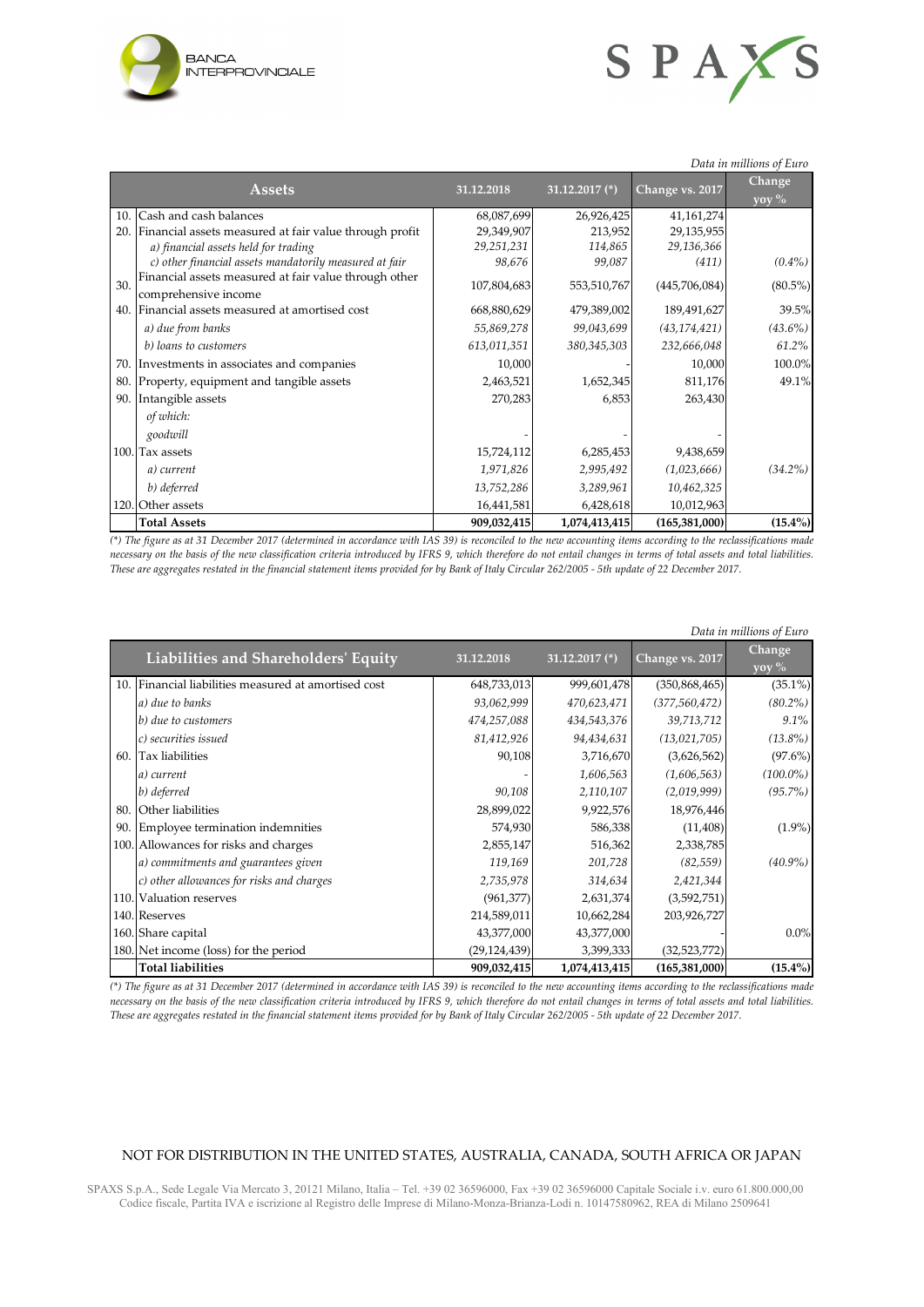*Data in millions of Euro*

| | Assets | 31.12.2018 | 31.12.2017 (*) | Change vs. 2017 | Change yoy % |
|---|---|---|---|---|---|
| 10. | Cash and cash balances | 68,087,699 | 26,926,425 | 41,161,274 | |
| 20. | Financial assets measured at fair value through profit | 29,349,907 | 213,952 | 29,135,955 | |
| | *a) financial assets held for trading* | *29,251,231* | *114,865* | *29,136,366* | |
| | *c) other financial assets mandatorily measured at fair* | *98,676* | *99,087* | *(411)* | *(0.4%)* |
| 30. | Financial assets measured at fair value through other comprehensive income | 107,804,683 | 553,510,767 | (445,706,084) | (80.5%) |
| 40. | Financial assets measured at amortised cost | 668,880,629 | 479,389,002 | 189,491,627 | 39.5% |
| | *a) due from banks* | *55,869,278* | *99,043,699* | *(43,174,421)* | *(43.6%)* |
| | *b) loans to customers* | *613,011,351* | *380,345,303* | *232,666,048* | *61.2%* |
| 70. | Investments in associates and companies | 10,000 | - | 10,000 | 100.0% |
| 80. | Property, equipment and tangible assets | 2,463,521 | 1,652,345 | 811,176 | 49.1% |
| 90. | Intangible assets | 270,283 | 6,853 | 263,430 | |
| | *of which:* | | | | |
| | *goodwill* | - | - | - | |
| 100. | Tax assets | 15,724,112 | 6,285,453 | 9,438,659 | |
| | *a) current* | *1,971,826* | *2,995,492* | *(1,023,666)* | *(34.2%)* |
| | *b) deferred* | *13,752,286* | *3,289,961* | *10,462,325* | |
| 120. | Other assets | 16,441,581 | 6,428,618 | 10,012,963 | |
| | **Total Assets** | **909,032,415** | **1,074,413,415** | **(165,381,000)** | **(15.4%)** |

*(\*) The figure as at 31 December 2017 (determined in accordance with IAS 39) is reconciled to the new accounting items according to the reclassifications made necessary on the basis of the new classification criteria introduced by IFRS 9, which therefore do not entail changes in terms of total assets and total liabilities. These are aggregates restated in the financial statement items provided for by Bank of Italy Circular 262/2005 - 5th update of 22 December 2017.*

*Data in millions of Euro*

| | Liabilities and Shareholders' Equity | 31.12.2018 | 31.12.2017 (*) | Change vs. 2017 | Change yoy % |
|---|---|---|---|---|---|
| 10. | Financial liabilities measured at amortised cost | 648,733,013 | 999,601,478 | (350,868,465) | (35.1%) |
| | *a) due to banks* | *93,062,999* | *470,623,471* | *(377,560,472)* | *(80.2%)* |
| | *b) due to customers* | *474,257,088* | *434,543,376* | *39,713,712* | *9.1%* |
| | *c) securities issued* | *81,412,926* | *94,434,631* | *(13,021,705)* | *(13.8%)* |
| 60. | Tax liabilities | 90,108 | 3,716,670 | (3,626,562) | (97.6%) |
| | *a) current* | - | *1,606,563* | *(1,606,563)* | *(100.0%)* |
| | *b) deferred* | *90,108* | *2,110,107* | *(2,019,999)* | *(95.7%)* |
| 80. | Other liabilities | 28,899,022 | 9,922,576 | 18,976,446 | |
| 90. | Employee termination indemnities | 574,930 | 586,338 | (11,408) | (1.9%) |
| 100. | Allowances for risks and charges | 2,855,147 | 516,362 | 2,338,785 | |
| | *a) commitments and guarantees given* | *119,169* | *201,728* | *(82,559)* | *(40.9%)* |
| | *c) other allowances for risks and charges* | *2,735,978* | *314,634* | *2,421,344* | |
| 110. | Valuation reserves | (961,377) | 2,631,374 | (3,592,751) | |
| 140. | Reserves | 214,589,011 | 10,662,284 | 203,926,727 | |
| 160. | Share capital | 43,377,000 | 43,377,000 | - | 0.0% |
| 180. | Net income (loss) for the period | (29,124,439) | 3,399,333 | (32,523,772) | |
| | **Total liabilities** | **909,032,415** | **1,074,413,415** | **(165,381,000)** | **(15.4%)** |

*(\*) The figure as at 31 December 2017 (determined in accordance with IAS 39) is reconciled to the new accounting items according to the reclassifications made necessary on the basis of the new classification criteria introduced by IFRS 9, which therefore do not entail changes in terms of total assets and total liabilities. These are aggregates restated in the financial statement items provided for by Bank of Italy Circular 262/2005 - 5th update of 22 December 2017.*

NOT FOR DISTRIBUTION IN THE UNITED STATES, AUSTRALIA, CANADA, SOUTH AFRICA OR JAPAN

SPAXS S.p.A., Sede Legale Via Mercato 3, 20121 Milano, Italia – Tel. +39 02 36596000, Fax +39 02 36596000 Capitale Sociale i.v. euro 61.800.000,00
Codice fiscale, Partita IVA e iscrizione al Registro delle Imprese di Milano-Monza-Brianza-Lodi n. 10147580962, REA di Milano 2509641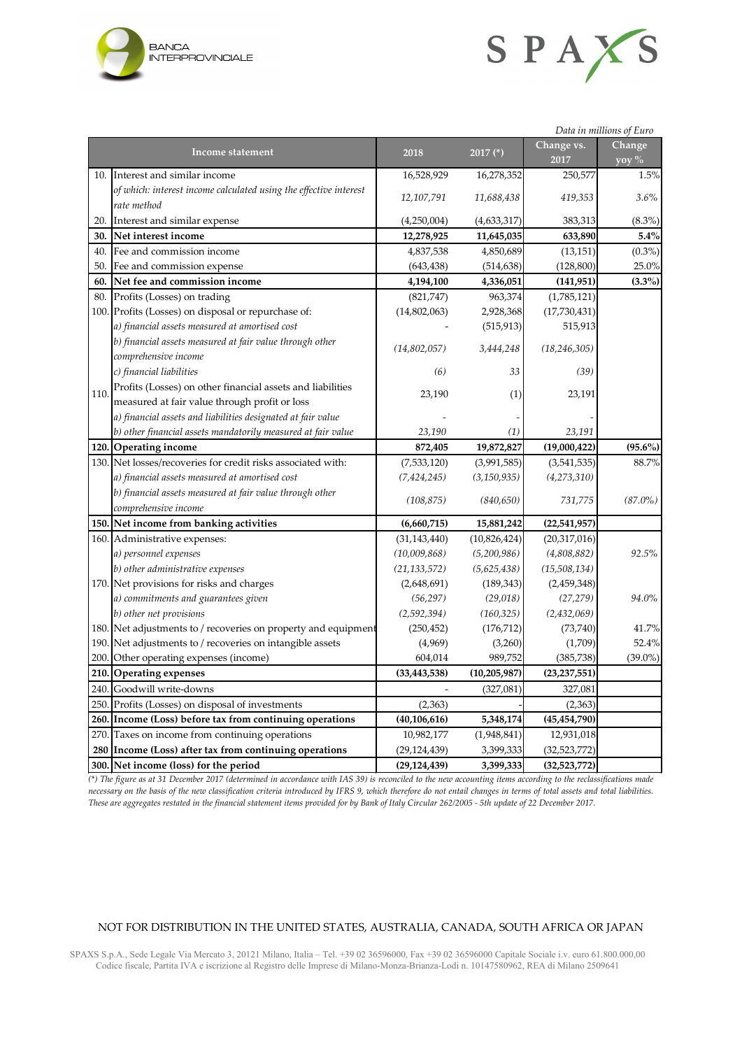*Data in millions of Euro*

| | Income statement | 2018 | 2017 (*) | Change vs. 2017 | Change yoy % |
|---|---|---|---|---|---|
| 10. | Interest and similar income | 16,528,929 | 16,278,352 | 250,577 | 1.5% |
| | *of which: interest income calculated using the effective interest rate method* | *12,107,791* | *11,688,438* | *419,353* | *3.6%* |
| 20. | Interest and similar expense | (4,250,004) | (4,633,317) | 383,313 | (8.3%) |
| **30.** | **Net interest income** | **12,278,925** | **11,645,035** | **633,890** | **5.4%** |
| 40. | Fee and commission income | 4,837,538 | 4,850,689 | (13,151) | (0.3%) |
| 50. | Fee and commission expense | (643,438) | (514,638) | (128,800) | 25.0% |
| **60.** | **Net fee and commission income** | **4,194,100** | **4,336,051** | **(141,951)** | **(3.3%)** |
| 80. | Profits (Losses) on trading | (821,747) | 963,374 | (1,785,121) | |
| 100. | Profits (Losses) on disposal or repurchase of: | (14,802,063) | 2,928,368 | (17,730,431) | |
| | *a) financial assets measured at amortised cost* | - | (515,913) | 515,913 | |
| | *b) financial assets measured at fair value through other comprehensive income* | *(14,802,057)* | *3,444,248* | *(18,246,305)* | |
| | *c) financial liabilities* | *(6)* | *33* | *(39)* | |
| 110. | Profits (Losses) on other financial assets and liabilities measured at fair value through profit or loss | 23,190 | (1) | 23,191 | |
| | *a) financial assets and liabilities designated at fair value* | - | - | - | |
| | *b) other financial assets mandatorily measured at fair value* | *23,190* | *(1)* | *23,191* | |
| **120.** | **Operating income** | **872,405** | **19,872,827** | **(19,000,422)** | **(95.6%)** |
| 130. | Net losses/recoveries for credit risks associated with: | (7,533,120) | (3,991,585) | (3,541,535) | 88.7% |
| | *a) financial assets measured at amortised cost* | *(7,424,245)* | *(3,150,935)* | *(4,273,310)* | |
| | *b) financial assets measured at fair value through other comprehensive income* | *(108,875)* | *(840,650)* | *731,775* | *(87.0%)* |
| **150.** | **Net income from banking activities** | **(6,660,715)** | **15,881,242** | **(22,541,957)** | |
| 160. | Administrative expenses: | (31,143,440) | (10,826,424) | (20,317,016) | |
| | *a) personnel expenses* | *(10,009,868)* | *(5,200,986)* | *(4,808,882)* | *92.5%* |
| | *b) other administrative expenses* | *(21,133,572)* | *(5,625,438)* | *(15,508,134)* | |
| 170. | Net provisions for risks and charges | (2,648,691) | (189,343) | (2,459,348) | |
| | *a) commitments and guarantees given* | *(56,297)* | *(29,018)* | *(27,279)* | *94.0%* |
| | *b) other net provisions* | *(2,592,394)* | *(160,325)* | *(2,432,069)* | |
| 180. | Net adjustments to / recoveries on property and equipment | (250,452) | (176,712) | (73,740) | 41.7% |
| 190. | Net adjustments to / recoveries on intangible assets | (4,969) | (3,260) | (1,709) | 52.4% |
| 200. | Other operating expenses (income) | 604,014 | 989,752 | (385,738) | (39.0%) |
| **210.** | **Operating expenses** | **(33,443,538)** | **(10,205,987)** | **(23,237,551)** | |
| 240. | Goodwill write-downs | - | (327,081) | 327,081 | |
| 250. | Profits (Losses) on disposal of investments | (2,363) | - | (2,363) | |
| **260.** | **Income (Loss) before tax from continuing operations** | **(40,106,616)** | **5,348,174** | **(45,454,790)** | |
| 270. | Taxes on income from continuing operations | 10,982,177 | (1,948,841) | 12,931,018 | |
| **280** | **Income (Loss) after tax from continuing operations** | (29,124,439) | 3,399,333 | (32,523,772) | |
| **300.** | **Net income (loss) for the period** | **(29,124,439)** | **3,399,333** | **(32,523,772)** | |

*(\*) The figure as at 31 December 2017 (determined in accordance with IAS 39) is reconciled to the new accounting items according to the reclassifications made necessary on the basis of the new classification criteria introduced by IFRS 9, which therefore do not entail changes in terms of total assets and total liabilities. These are aggregates restated in the financial statement items provided for by Bank of Italy Circular 262/2005 - 5th update of 22 December 2017.*

NOT FOR DISTRIBUTION IN THE UNITED STATES, AUSTRALIA, CANADA, SOUTH AFRICA OR JAPAN

SPAXS S.p.A., Sede Legale Via Mercato 3, 20121 Milano, Italia – Tel. +39 02 36596000, Fax +39 02 36596000 Capitale Sociale i.v. euro 61.800.000,00
Codice fiscale, Partita IVA e iscrizione al Registro delle Imprese di Milano-Monza-Brianza-Lodi n. 10147580962, REA di Milano 2509641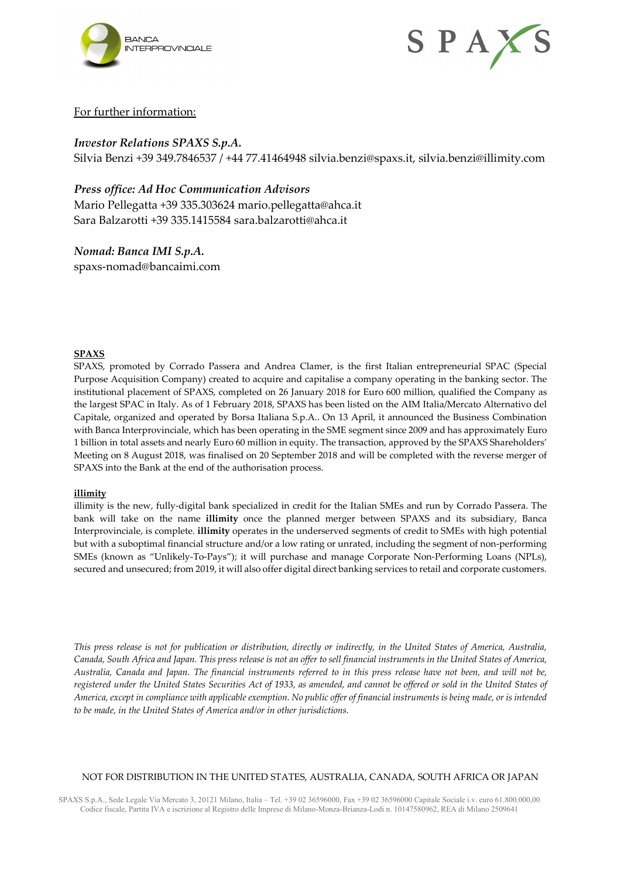For further information:

***Investor Relations SPAXS S.p.A.***
Silvia Benzi +39 349.7846537 / +44 77.41464948 silvia.benzi@spaxs.it, silvia.benzi@illimity.com

***Press office: Ad Hoc Communication Advisors***
Mario Pellegatta +39 335.303624 mario.pellegatta@ahca.it
Sara Balzarotti +39 335.1415584 sara.balzarotti@ahca.it

***Nomad: Banca IMI S.p.A.***
spaxs-nomad@bancaimi.com

**SPAXS**

SPAXS, promoted by Corrado Passera and Andrea Clamer, is the first Italian entrepreneurial SPAC (Special Purpose Acquisition Company) created to acquire and capitalise a company operating in the banking sector. The institutional placement of SPAXS, completed on 26 January 2018 for Euro 600 million, qualified the Company as the largest SPAC in Italy. As of 1 February 2018, SPAXS has been listed on the AIM Italia/Mercato Alternativo del Capitale, organized and operated by Borsa Italiana S.p.A.. On 13 April, it announced the Business Combination with Banca Interprovinciale, which has been operating in the SME segment since 2009 and has approximately Euro 1 billion in total assets and nearly Euro 60 million in equity. The transaction, approved by the SPAXS Shareholders' Meeting on 8 August 2018, was finalised on 20 September 2018 and will be completed with the reverse merger of SPAXS into the Bank at the end of the authorisation process.

**illimity**

illimity is the new, fully-digital bank specialized in credit for the Italian SMEs and run by Corrado Passera. The bank will take on the name **illimity** once the planned merger between SPAXS and its subsidiary, Banca Interprovinciale, is complete. **illimity** operates in the underserved segments of credit to SMEs with high potential but with a suboptimal financial structure and/or a low rating or unrated, including the segment of non-performing SMEs (known as "Unlikely-To-Pays"); it will purchase and manage Corporate Non-Performing Loans (NPLs), secured and unsecured; from 2019, it will also offer digital direct banking services to retail and corporate customers.

*This press release is not for publication or distribution, directly or indirectly, in the United States of America, Australia, Canada, South Africa and Japan. This press release is not an offer to sell financial instruments in the United States of America, Australia, Canada and Japan. The financial instruments referred to in this press release have not been, and will not be, registered under the United States Securities Act of 1933, as amended, and cannot be offered or sold in the United States of America, except in compliance with applicable exemption. No public offer of financial instruments is being made, or is intended to be made, in the United States of America and/or in other jurisdictions.*

NOT FOR DISTRIBUTION IN THE UNITED STATES, AUSTRALIA, CANADA, SOUTH AFRICA OR JAPAN

SPAXS S.p.A., Sede Legale Via Mercato 3, 20121 Milano, Italia – Tel. +39 02 36596000, Fax +39 02 36596000 Capitale Sociale i.v. euro 61.800.000,00
Codice fiscale, Partita IVA e iscrizione al Registro delle Imprese di Milano-Monza-Brianza-Lodi n. 10147580962, REA di Milano 2509641